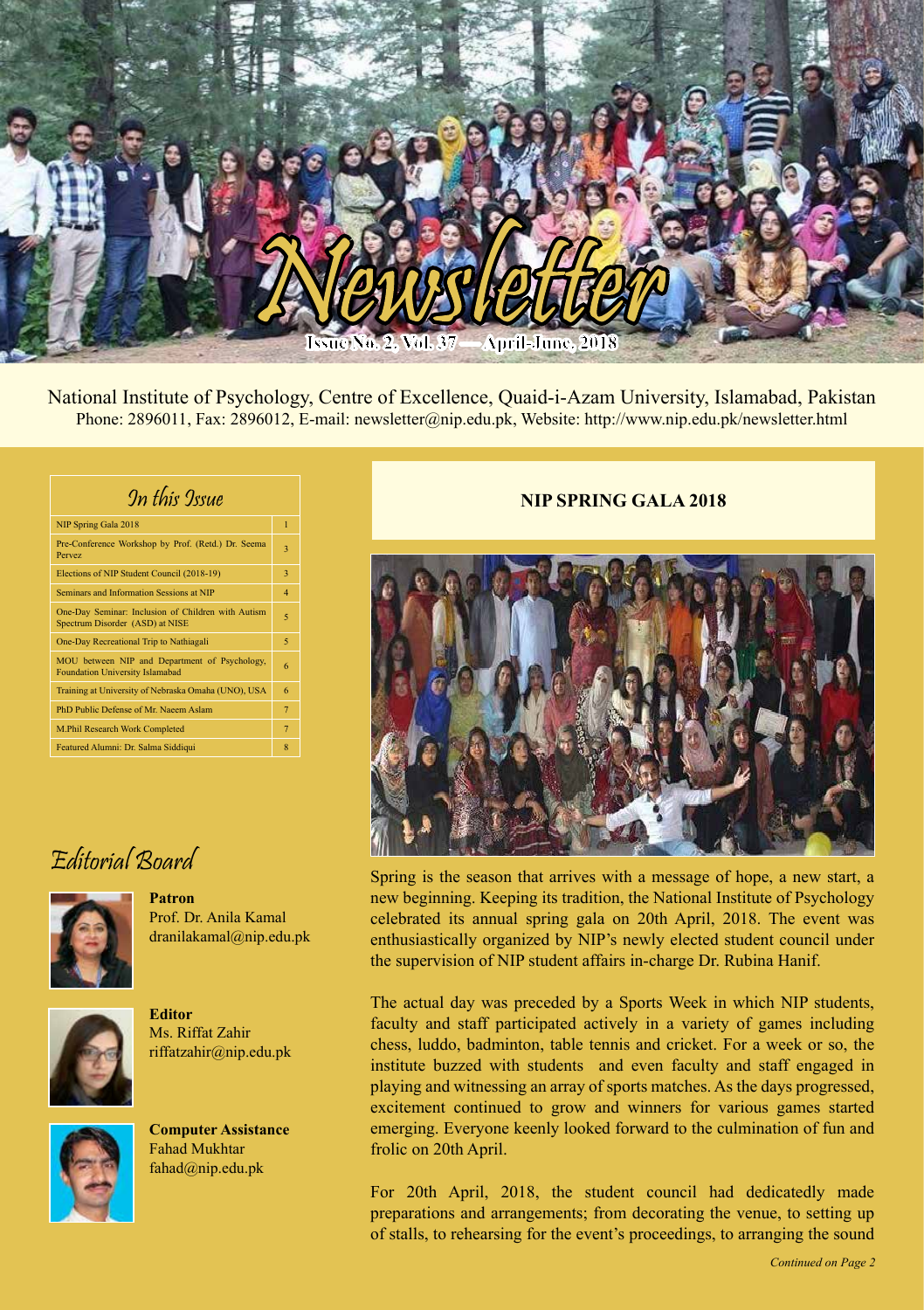# Newsletter

Issue No. 2, Vol. 37 — April-June, 2018

National Institute of Psychology, Centre of Excellence, Quaid-i-Azam University, Islamabad, Pakistan
Phone: 2896011, Fax: 2896012, E-mail: newsletter@nip.edu.pk, Website: http://www.nip.edu.pk/newsletter.html

## In this Issue

| | |
|---|---|
| NIP Spring Gala 2018 | 1 |
| Pre-Conference Workshop by Prof. (Retd.) Dr. Seema Pervez | 3 |
| Elections of NIP Student Council (2018-19) | 3 |
| Seminars and Information Sessions at NIP | 4 |
| One-Day Seminar: Inclusion of Children with Autism Spectrum Disorder (ASD) at NISE | 5 |
| One-Day Recreational Trip to Nathiagali | 5 |
| MOU between NIP and Department of Psychology, Foundation University Islamabad | 6 |
| Training at University of Nebraska Omaha (UNO), USA | 6 |
| PhD Public Defense of Mr. Naeem Aslam | 7 |
| M.Phil Research Work Completed | 7 |
| Featured Alumni: Dr. Salma Siddiqui | 8 |

## Editorial Board

**Patron**
Prof. Dr. Anila Kamal
dranilakamal@nip.edu.pk

**Editor**
Ms. Riffat Zahir
riffatzahir@nip.edu.pk

**Computer Assistance**
Fahad Mukhtar
fahad@nip.edu.pk

## NIP SPRING GALA 2018

Spring is the season that arrives with a message of hope, a new start, a new beginning. Keeping its tradition, the National Institute of Psychology celebrated its annual spring gala on 20th April, 2018. The event was enthusiastically organized by NIP's newly elected student council under the supervision of NIP student affairs in-charge Dr. Rubina Hanif.

The actual day was preceded by a Sports Week in which NIP students, faculty and staff participated actively in a variety of games including chess, luddo, badminton, table tennis and cricket. For a week or so, the institute buzzed with students and even faculty and staff engaged in playing and witnessing an array of sports matches. As the days progressed, excitement continued to grow and winners for various games started emerging. Everyone keenly looked forward to the culmination of fun and frolic on 20th April.

For 20th April, 2018, the student council had dedicatedly made preparations and arrangements; from decorating the venue, to setting up of stalls, to rehearsing for the event's proceedings, to arranging the sound

*Continued on Page 2*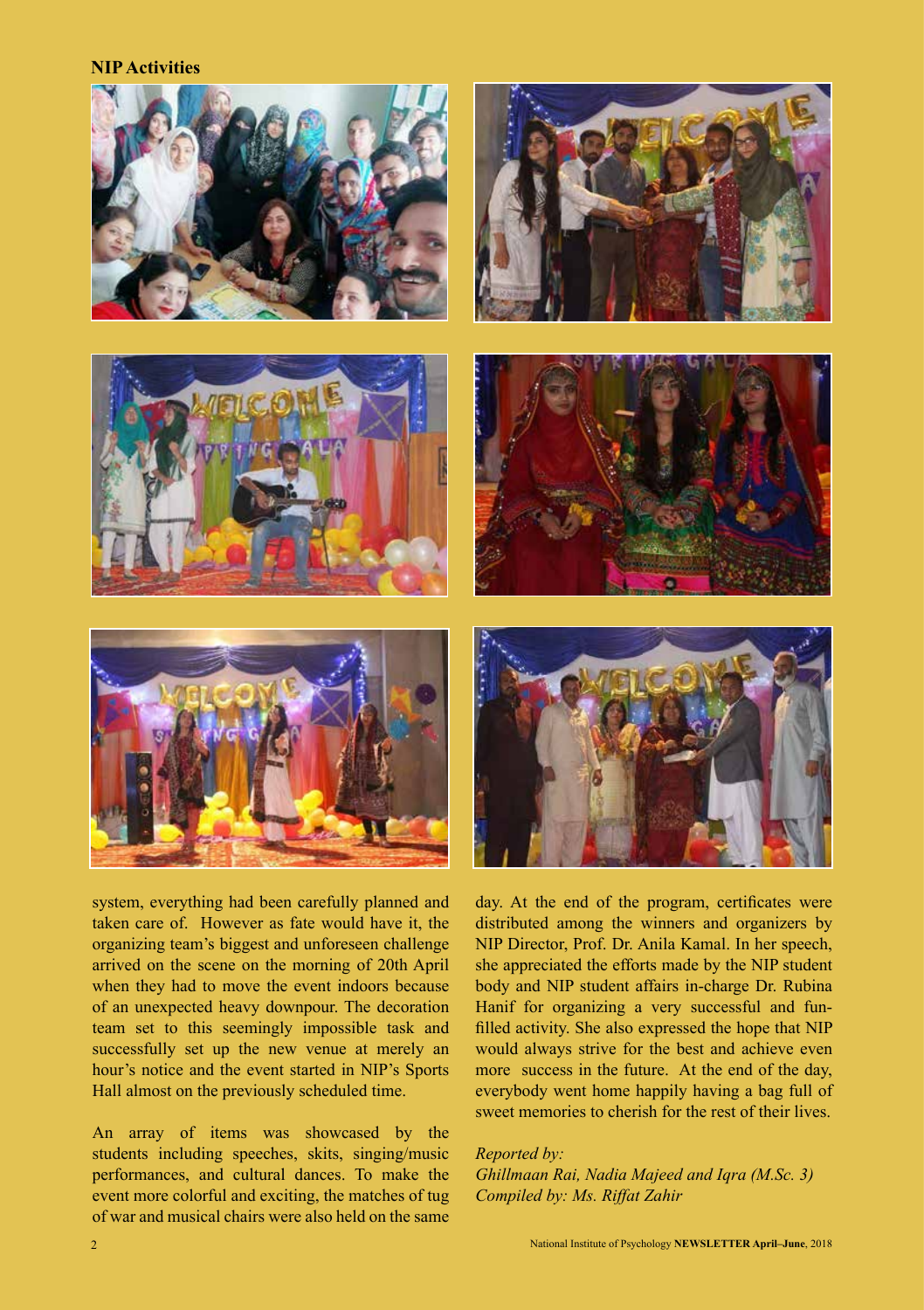## NIP Activities

system, everything had been carefully planned and taken care of. However as fate would have it, the organizing team's biggest and unforeseen challenge arrived on the scene on the morning of 20th April when they had to move the event indoors because of an unexpected heavy downpour. The decoration team set to this seemingly impossible task and successfully set up the new venue at merely an hour's notice and the event started in NIP's Sports Hall almost on the previously scheduled time.

An array of items was showcased by the students including speeches, skits, singing/music performances, and cultural dances. To make the event more colorful and exciting, the matches of tug of war and musical chairs were also held on the same day. At the end of the program, certificates were distributed among the winners and organizers by NIP Director, Prof. Dr. Anila Kamal. In her speech, she appreciated the efforts made by the NIP student body and NIP student affairs in-charge Dr. Rubina Hanif for organizing a very successful and fun-filled activity. She also expressed the hope that NIP would always strive for the best and achieve even more success in the future. At the end of the day, everybody went home happily having a bag full of sweet memories to cherish for the rest of their lives.

*Reported by:*
*Ghillmaan Rai, Nadia Majeed and Iqra (M.Sc. 3)*
*Compiled by: Ms. Riffat Zahir*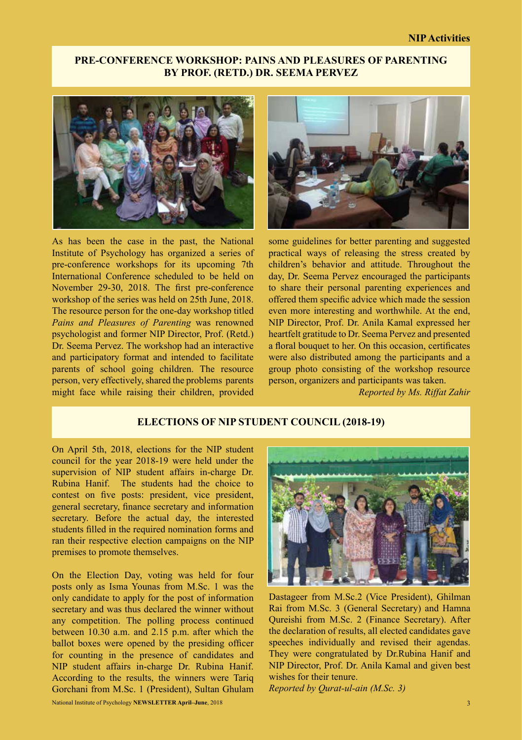## PRE-CONFERENCE WORKSHOP: PAINS AND PLEASURES OF PARENTING BY PROF. (RETD.) DR. SEEMA PERVEZ

As has been the case in the past, the National Institute of Psychology has organized a series of pre-conference workshops for its upcoming 7th International Conference scheduled to be held on November 29-30, 2018. The first pre-conference workshop of the series was held on 25th June, 2018. The resource person for the one-day workshop titled *Pains and Pleasures of Parenting* was renowned psychologist and former NIP Director, Prof. (Retd.) Dr. Seema Pervez. The workshop had an interactive and participatory format and intended to facilitate parents of school going children. The resource person, very effectively, shared the problems parents might face while raising their children, provided some guidelines for better parenting and suggested practical ways of releasing the stress created by children's behavior and attitude. Throughout the day, Dr. Seema Pervez encouraged the participants to share their personal parenting experiences and offered them specific advice which made the session even more interesting and worthwhile. At the end, NIP Director, Prof. Dr. Anila Kamal expressed her heartfelt gratitude to Dr. Seema Pervez and presented a floral bouquet to her. On this occasion, certificates were also distributed among the participants and a group photo consisting of the workshop resource person, organizers and participants was taken.

*Reported by Ms. Riffat Zahir*

## ELECTIONS OF NIP STUDENT COUNCIL (2018-19)

On April 5th, 2018, elections for the NIP student council for the year 2018-19 were held under the supervision of NIP student affairs in-charge Dr. Rubina Hanif. The students had the choice to contest on five posts: president, vice president, general secretary, finance secretary and information secretary. Before the actual day, the interested students filled in the required nomination forms and ran their respective election campaigns on the NIP premises to promote themselves.

On the Election Day, voting was held for four posts only as Isma Younas from M.Sc. 1 was the only candidate to apply for the post of information secretary and was thus declared the winner without any competition. The polling process continued between 10.30 a.m. and 2.15 p.m. after which the ballot boxes were opened by the presiding officer for counting in the presence of candidates and NIP student affairs in-charge Dr. Rubina Hanif. According to the results, the winners were Tariq Gorchani from M.Sc. 1 (President), Sultan Ghulam Dastageer from M.Sc.2 (Vice President), Ghilman Rai from M.Sc. 3 (General Secretary) and Hamna Qureishi from M.Sc. 2 (Finance Secretary). After the declaration of results, all elected candidates gave speeches individually and revised their agendas. They were congratulated by Dr.Rubina Hanif and NIP Director, Prof. Dr. Anila Kamal and given best wishes for their tenure.

*Reported by Qurat-ul-ain (M.Sc. 3)*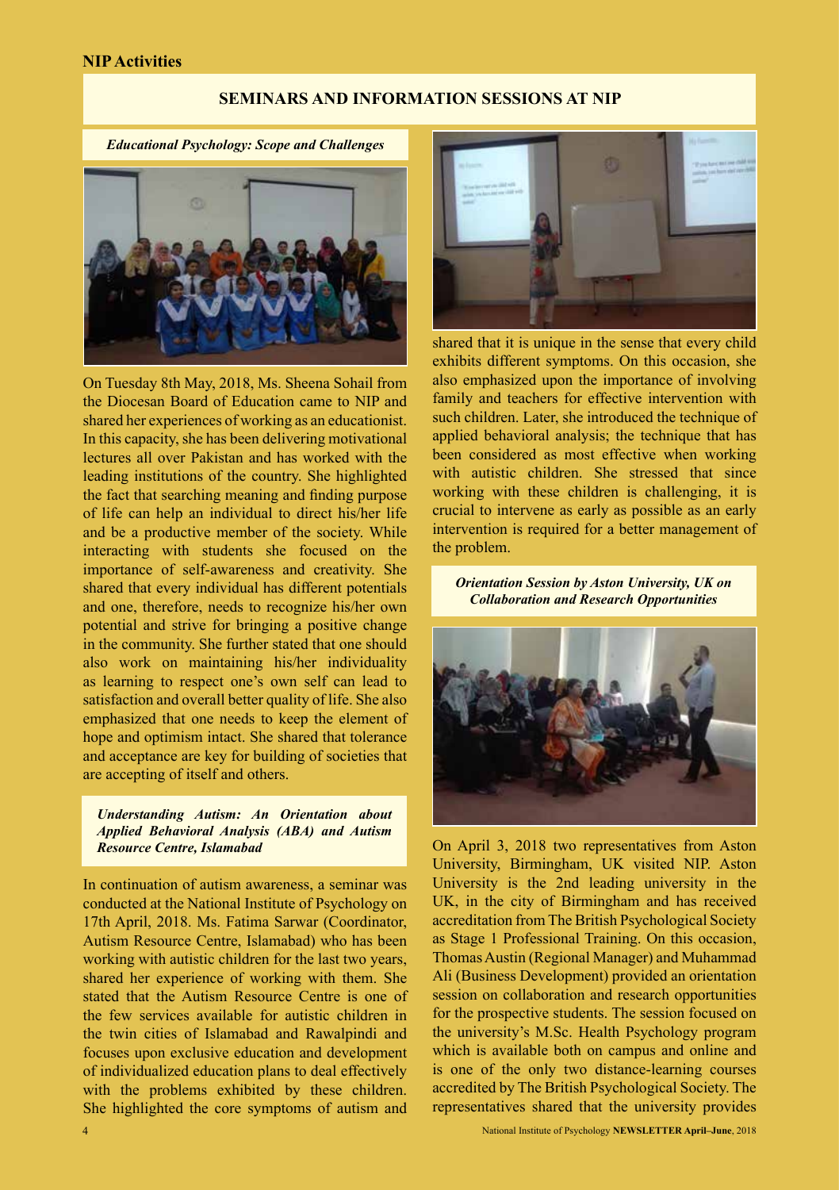**NIP Activities**

## SEMINARS AND INFORMATION SESSIONS AT NIP

### *Educational Psychology: Scope and Challenges*

On Tuesday 8th May, 2018, Ms. Sheena Sohail from the Diocesan Board of Education came to NIP and shared her experiences of working as an educationist. In this capacity, she has been delivering motivational lectures all over Pakistan and has worked with the leading institutions of the country. She highlighted the fact that searching meaning and finding purpose of life can help an individual to direct his/her life and be a productive member of the society. While interacting with students she focused on the importance of self-awareness and creativity. She shared that every individual has different potentials and one, therefore, needs to recognize his/her own potential and strive for bringing a positive change in the community. She further stated that one should also work on maintaining his/her individuality as learning to respect one's own self can lead to satisfaction and overall better quality of life. She also emphasized that one needs to keep the element of hope and optimism intact. She shared that tolerance and acceptance are key for building of societies that are accepting of itself and others.

### *Understanding Autism: An Orientation about Applied Behavioral Analysis (ABA) and Autism Resource Centre, Islamabad*

In continuation of autism awareness, a seminar was conducted at the National Institute of Psychology on 17th April, 2018. Ms. Fatima Sarwar (Coordinator, Autism Resource Centre, Islamabad) who has been working with autistic children for the last two years, shared her experience of working with them. She stated that the Autism Resource Centre is one of the few services available for autistic children in the twin cities of Islamabad and Rawalpindi and focuses upon exclusive education and development of individualized education plans to deal effectively with the problems exhibited by these children. She highlighted the core symptoms of autism and shared that it is unique in the sense that every child exhibits different symptoms. On this occasion, she also emphasized upon the importance of involving family and teachers for effective intervention with such children. Later, she introduced the technique of applied behavioral analysis; the technique that has been considered as most effective when working with autistic children. She stressed that since working with these children is challenging, it is crucial to intervene as early as possible as an early intervention is required for a better management of the problem.

### *Orientation Session by Aston University, UK on Collaboration and Research Opportunities*

On April 3, 2018 two representatives from Aston University, Birmingham, UK visited NIP. Aston University is the 2nd leading university in the UK, in the city of Birmingham and has received accreditation from The British Psychological Society as Stage 1 Professional Training. On this occasion, Thomas Austin (Regional Manager) and Muhammad Ali (Business Development) provided an orientation session on collaboration and research opportunities for the prospective students. The session focused on the university's M.Sc. Health Psychology program which is available both on campus and online and is one of the only two distance-learning courses accredited by The British Psychological Society. The representatives shared that the university provides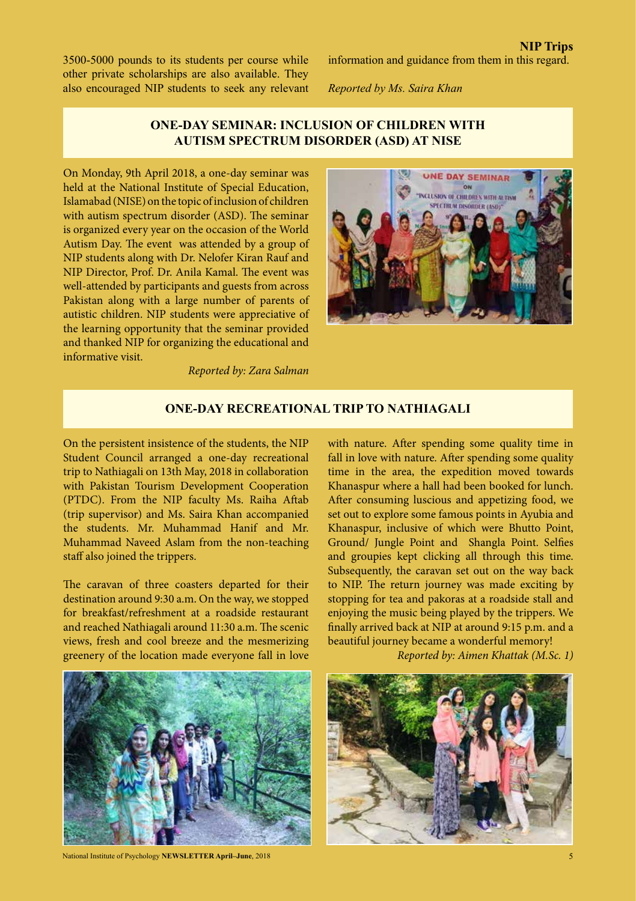3500-5000 pounds to its students per course while other private scholarships are also available. They also encouraged NIP students to seek any relevant information and guidance from them in this regard.

*Reported by Ms. Saira Khan*

## ONE-DAY SEMINAR: INCLUSION OF CHILDREN WITH AUTISM SPECTRUM DISORDER (ASD) AT NISE

On Monday, 9th April 2018, a one-day seminar was held at the National Institute of Special Education, Islamabad (NISE) on the topic of inclusion of children with autism spectrum disorder (ASD). The seminar is organized every year on the occasion of the World Autism Day. The event was attended by a group of NIP students along with Dr. Nelofer Kiran Rauf and NIP Director, Prof. Dr. Anila Kamal. The event was well-attended by participants and guests from across Pakistan along with a large number of parents of autistic children. NIP students were appreciative of the learning opportunity that the seminar provided and thanked NIP for organizing the educational and informative visit.

*Reported by: Zara Salman*

## ONE-DAY RECREATIONAL TRIP TO NATHIAGALI

On the persistent insistence of the students, the NIP Student Council arranged a one-day recreational trip to Nathiagali on 13th May, 2018 in collaboration with Pakistan Tourism Development Cooperation (PTDC). From the NIP faculty Ms. Raiha Aftab (trip supervisor) and Ms. Saira Khan accompanied the students. Mr. Muhammad Hanif and Mr. Muhammad Naveed Aslam from the non-teaching staff also joined the trippers.

The caravan of three coasters departed for their destination around 9:30 a.m. On the way, we stopped for breakfast/refreshment at a roadside restaurant and reached Nathiagali around 11:30 a.m. The scenic views, fresh and cool breeze and the mesmerizing greenery of the location made everyone fall in love with nature. After spending some quality time in fall in love with nature. After spending some quality time in the area, the expedition moved towards Khanaspur where a hall had been booked for lunch. After consuming luscious and appetizing food, we set out to explore some famous points in Ayubia and Khanaspur, inclusive of which were Bhutto Point, Ground/ Jungle Point and Shangla Point. Selfies and groupies kept clicking all through this time. Subsequently, the caravan set out on the way back to NIP. The return journey was made exciting by stopping for tea and pakoras at a roadside stall and enjoying the music being played by the trippers. We finally arrived back at NIP at around 9:15 p.m. and a beautiful journey became a wonderful memory!

*Reported by: Aimen Khattak (M.Sc. 1)*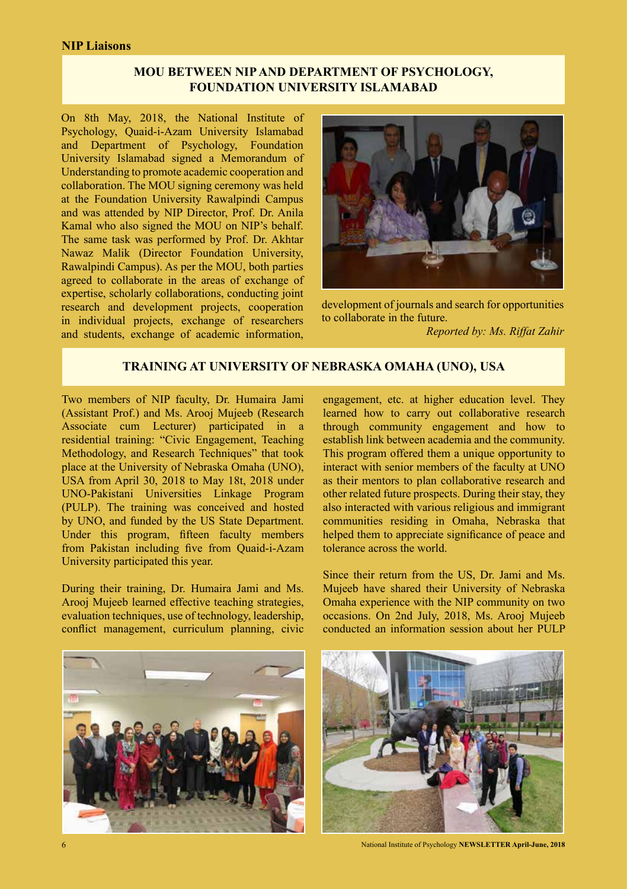## NIP Liaisons

### MOU BETWEEN NIP AND DEPARTMENT OF PSYCHOLOGY, FOUNDATION UNIVERSITY ISLAMABAD

On 8th May, 2018, the National Institute of Psychology, Quaid-i-Azam University Islamabad and Department of Psychology, Foundation University Islamabad signed a Memorandum of Understanding to promote academic cooperation and collaboration. The MOU signing ceremony was held at the Foundation University Rawalpindi Campus and was attended by NIP Director, Prof. Dr. Anila Kamal who also signed the MOU on NIP's behalf. The same task was performed by Prof. Dr. Akhtar Nawaz Malik (Director Foundation University, Rawalpindi Campus). As per the MOU, both parties agreed to collaborate in the areas of exchange of expertise, scholarly collaborations, conducting joint research and development projects, cooperation in individual projects, exchange of researchers and students, exchange of academic information, development of journals and search for opportunities to collaborate in the future.

*Reported by: Ms. Riffat Zahir*

### TRAINING AT UNIVERSITY OF NEBRASKA OMAHA (UNO), USA

Two members of NIP faculty, Dr. Humaira Jami (Assistant Prof.) and Ms. Arooj Mujeeb (Research Associate cum Lecturer) participated in a residential training: "Civic Engagement, Teaching Methodology, and Research Techniques" that took place at the University of Nebraska Omaha (UNO), USA from April 30, 2018 to May 18t, 2018 under UNO-Pakistani Universities Linkage Program (PULP). The training was conceived and hosted by UNO, and funded by the US State Department. Under this program, fifteen faculty members from Pakistan including five from Quaid-i-Azam University participated this year.

During their training, Dr. Humaira Jami and Ms. Arooj Mujeeb learned effective teaching strategies, evaluation techniques, use of technology, leadership, conflict management, curriculum planning, civic engagement, etc. at higher education level. They learned how to carry out collaborative research through community engagement and how to establish link between academia and the community. This program offered them a unique opportunity to interact with senior members of the faculty at UNO as their mentors to plan collaborative research and other related future prospects. During their stay, they also interacted with various religious and immigrant communities residing in Omaha, Nebraska that helped them to appreciate significance of peace and tolerance across the world.

Since their return from the US, Dr. Jami and Ms. Mujeeb have shared their University of Nebraska Omaha experience with the NIP community on two occasions. On 2nd July, 2018, Ms. Arooj Mujeeb conducted an information session about her PULP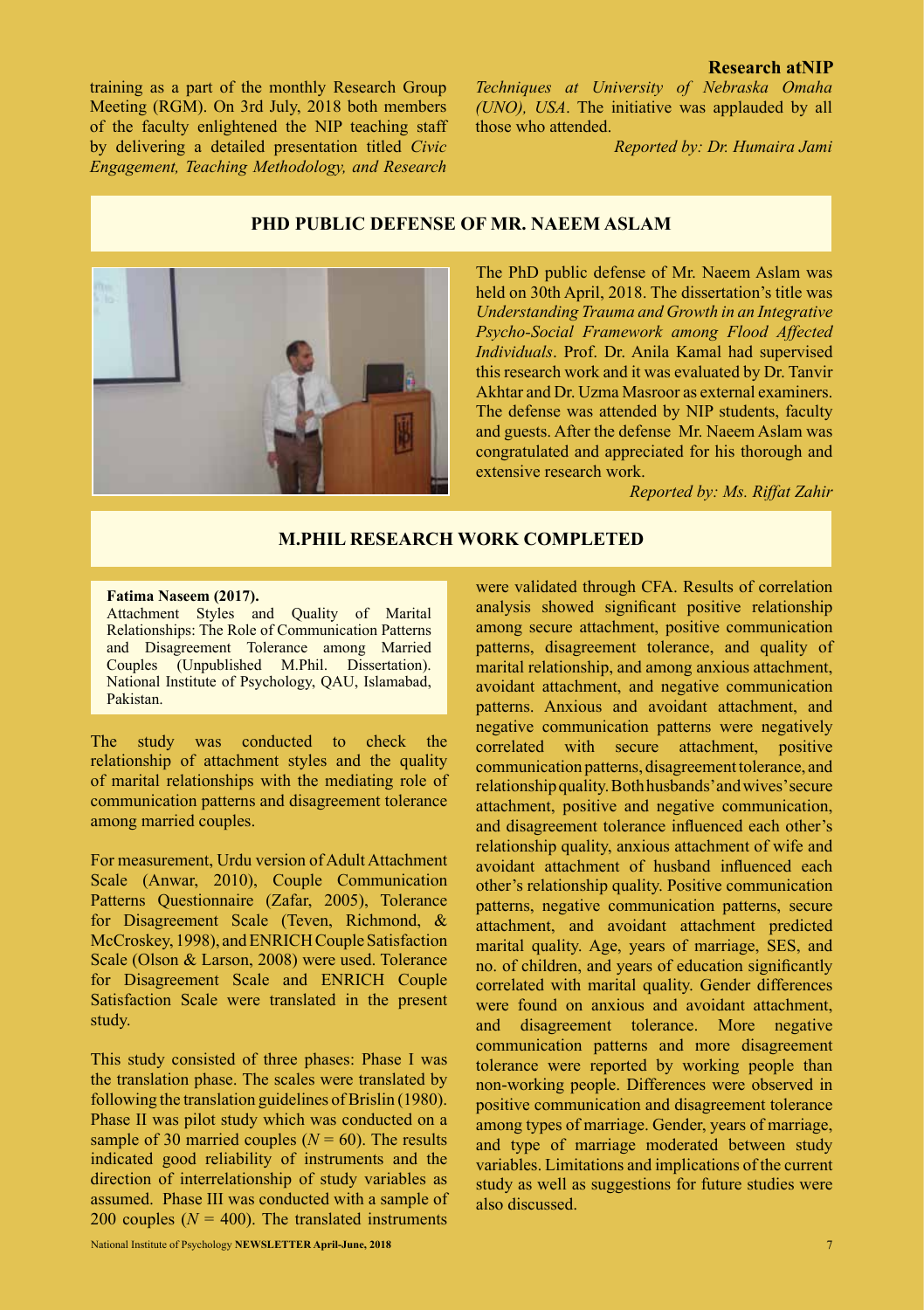training as a part of the monthly Research Group Meeting (RGM). On 3rd July, 2018 both members of the faculty enlightened the NIP teaching staff by delivering a detailed presentation titled *Civic Engagement, Teaching Methodology, and Research Techniques at University of Nebraska Omaha (UNO), USA*. The initiative was applauded by all those who attended.

*Reported by: Dr. Humaira Jami*

## PHD PUBLIC DEFENSE OF MR. NAEEM ASLAM

The PhD public defense of Mr. Naeem Aslam was held on 30th April, 2018. The dissertation's title was *Understanding Trauma and Growth in an Integrative Psycho-Social Framework among Flood Affected Individuals*. Prof. Dr. Anila Kamal had supervised this research work and it was evaluated by Dr. Tanvir Akhtar and Dr. Uzma Masroor as external examiners. The defense was attended by NIP students, faculty and guests. After the defense Mr. Naeem Aslam was congratulated and appreciated for his thorough and extensive research work.

*Reported by: Ms. Riffat Zahir*

## M.PHIL RESEARCH WORK COMPLETED

**Fatima Naseem (2017).**
Attachment Styles and Quality of Marital Relationships: The Role of Communication Patterns and Disagreement Tolerance among Married Couples (Unpublished M.Phil. Dissertation). National Institute of Psychology, QAU, Islamabad, Pakistan.

The study was conducted to check the relationship of attachment styles and the quality of marital relationships with the mediating role of communication patterns and disagreement tolerance among married couples.

For measurement, Urdu version of Adult Attachment Scale (Anwar, 2010), Couple Communication Patterns Questionnaire (Zafar, 2005), Tolerance for Disagreement Scale (Teven, Richmond, & McCroskey, 1998), and ENRICH Couple Satisfaction Scale (Olson & Larson, 2008) were used. Tolerance for Disagreement Scale and ENRICH Couple Satisfaction Scale were translated in the present study.

This study consisted of three phases: Phase I was the translation phase. The scales were translated by following the translation guidelines of Brislin (1980). Phase II was pilot study which was conducted on a sample of 30 married couples ($N$ = 60). The results indicated good reliability of instruments and the direction of interrelationship of study variables as assumed. Phase III was conducted with a sample of 200 couples ($N$ = 400). The translated instruments were validated through CFA. Results of correlation analysis showed significant positive relationship among secure attachment, positive communication patterns, disagreement tolerance, and quality of marital relationship, and among anxious attachment, avoidant attachment, and negative communication patterns. Anxious and avoidant attachment, and negative communication patterns were negatively correlated with secure attachment, positive communication patterns, disagreement tolerance, and relationship quality. Both husbands' and wives' secure attachment, positive and negative communication, and disagreement tolerance influenced each other's relationship quality, anxious attachment of wife and avoidant attachment of husband influenced each other's relationship quality. Positive communication patterns, negative communication patterns, secure attachment, and avoidant attachment predicted marital quality. Age, years of marriage, SES, and no. of children, and years of education significantly correlated with marital quality. Gender differences were found on anxious and avoidant attachment, and disagreement tolerance. More negative communication patterns and more disagreement tolerance were reported by working people than non-working people. Differences were observed in positive communication and disagreement tolerance among types of marriage. Gender, years of marriage, and type of marriage moderated between study variables. Limitations and implications of the current study as well as suggestions for future studies were also discussed.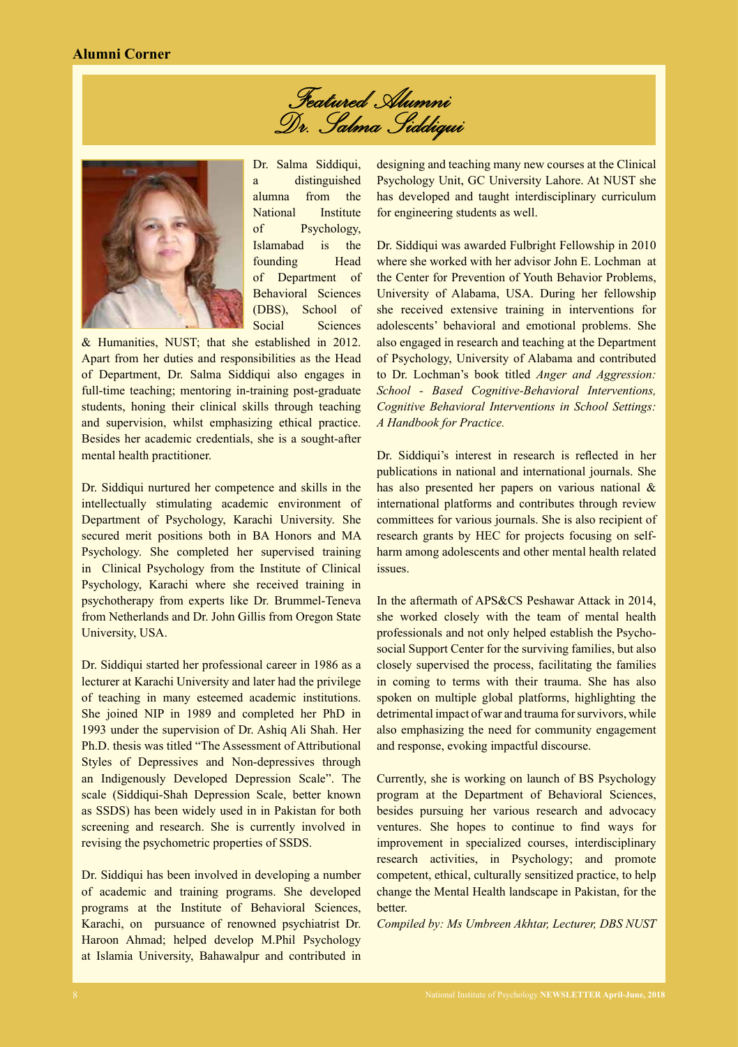# Alumni Corner

## Featured Alumni
## Dr. Salma Siddiqui

Dr. Salma Siddiqui, a distinguished alumna from the National Institute of Psychology, Islamabad is the founding Head of Department of Behavioral Sciences (DBS), School of Social Sciences & Humanities, NUST; that she established in 2012. Apart from her duties and responsibilities as the Head of Department, Dr. Salma Siddiqui also engages in full-time teaching; mentoring in-training post-graduate students, honing their clinical skills through teaching and supervision, whilst emphasizing ethical practice. Besides her academic credentials, she is a sought-after mental health practitioner.

Dr. Siddiqui nurtured her competence and skills in the intellectually stimulating academic environment of Department of Psychology, Karachi University. She secured merit positions both in BA Honors and MA Psychology. She completed her supervised training in Clinical Psychology from the Institute of Clinical Psychology, Karachi where she received training in psychotherapy from experts like Dr. Brummel-Teneva from Netherlands and Dr. John Gillis from Oregon State University, USA.

Dr. Siddiqui started her professional career in 1986 as a lecturer at Karachi University and later had the privilege of teaching in many esteemed academic institutions. She joined NIP in 1989 and completed her PhD in 1993 under the supervision of Dr. Ashiq Ali Shah. Her Ph.D. thesis was titled "The Assessment of Attributional Styles of Depressives and Non-depressives through an Indigenously Developed Depression Scale". The scale (Siddiqui-Shah Depression Scale, better known as SSDS) has been widely used in in Pakistan for both screening and research. She is currently involved in revising the psychometric properties of SSDS.

Dr. Siddiqui has been involved in developing a number of academic and training programs. She developed programs at the Institute of Behavioral Sciences, Karachi, on pursuance of renowned psychiatrist Dr. Haroon Ahmad; helped develop M.Phil Psychology at Islamia University, Bahawalpur and contributed in designing and teaching many new courses at the Clinical Psychology Unit, GC University Lahore. At NUST she has developed and taught interdisciplinary curriculum for engineering students as well.

Dr. Siddiqui was awarded Fulbright Fellowship in 2010 where she worked with her advisor John E. Lochman at the Center for Prevention of Youth Behavior Problems, University of Alabama, USA. During her fellowship she received extensive training in interventions for adolescents' behavioral and emotional problems. She also engaged in research and teaching at the Department of Psychology, University of Alabama and contributed to Dr. Lochman's book titled *Anger and Aggression: School - Based Cognitive-Behavioral Interventions, Cognitive Behavioral Interventions in School Settings: A Handbook for Practice.*

Dr. Siddiqui's interest in research is reflected in her publications in national and international journals. She has also presented her papers on various national & international platforms and contributes through review committees for various journals. She is also recipient of research grants by HEC for projects focusing on self-harm among adolescents and other mental health related issues.

In the aftermath of APS&CS Peshawar Attack in 2014, she worked closely with the team of mental health professionals and not only helped establish the Psycho-social Support Center for the surviving families, but also closely supervised the process, facilitating the families in coming to terms with their trauma. She has also spoken on multiple global platforms, highlighting the detrimental impact of war and trauma for survivors, while also emphasizing the need for community engagement and response, evoking impactful discourse.

Currently, she is working on launch of BS Psychology program at the Department of Behavioral Sciences, besides pursuing her various research and advocacy ventures. She hopes to continue to find ways for improvement in specialized courses, interdisciplinary research activities, in Psychology; and promote competent, ethical, culturally sensitized practice, to help change the Mental Health landscape in Pakistan, for the better.

*Compiled by: Ms Umbreen Akhtar, Lecturer, DBS NUST*